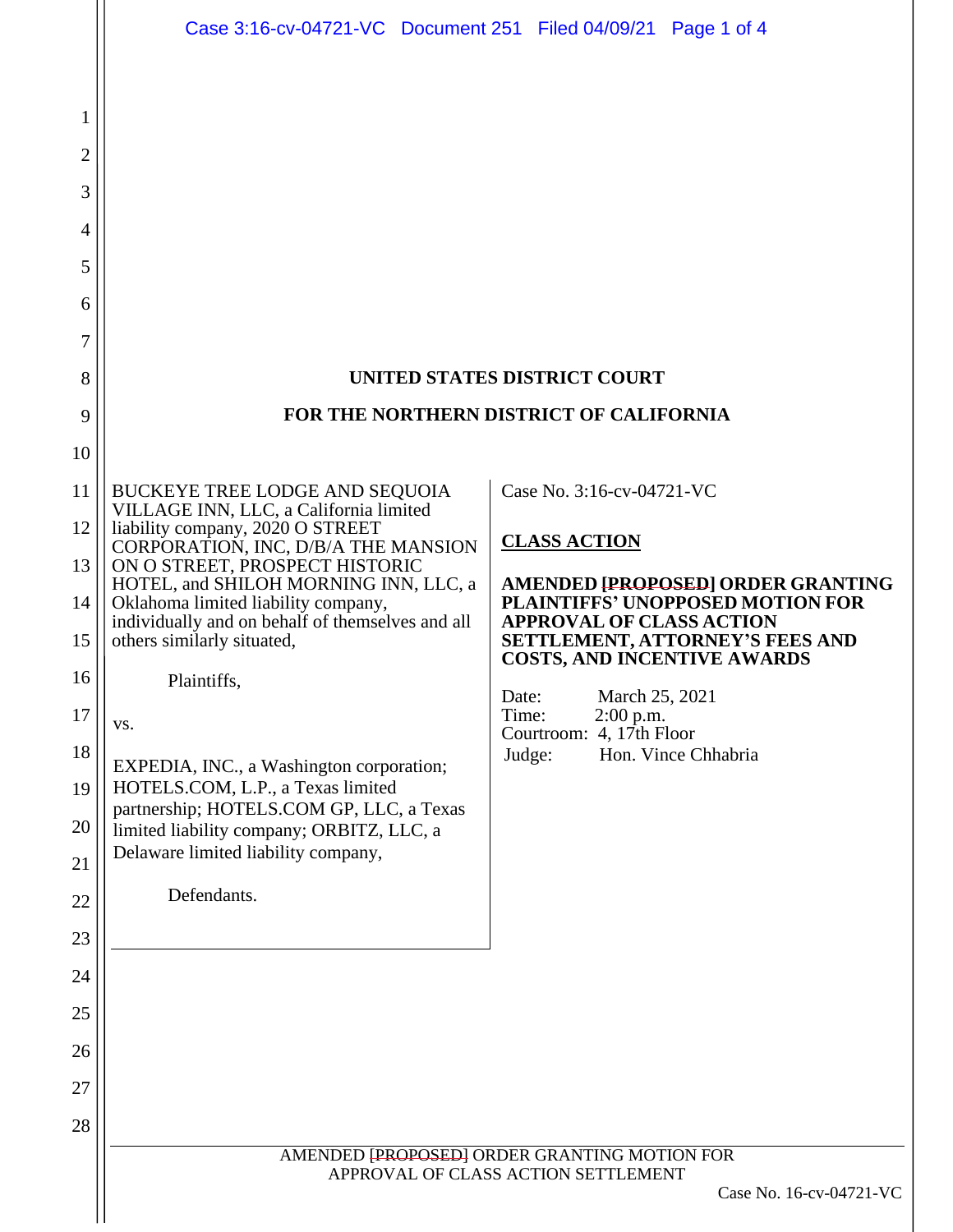**UNITED STATES DISTRICT COURT**

**FOR THE NORTHERN DISTRICT OF CALIFORNIA**

BUCKEYE TREE LODGE AND SEQUOIA VILLAGE INN, LLC, a California limited liability company, 2020 O STREET CORPORATION, INC, D/B/A THE MANSION ON O STREET, PROSPECT HISTORIC HOTEL, and SHILOH MORNING INN, LLC, a Oklahoma limited liability company, individually and on behalf of themselves and all others similarly situated,

Plaintiffs,

vs.

EXPEDIA, INC., a Washington corporation; HOTELS.COM, L.P., a Texas limited partnership; HOTELS.COM GP, LLC, a Texas limited liability company; ORBITZ, LLC, a Delaware limited liability company,

Defendants.

Case No. 3:16-cv-04721-VC

**CLASS ACTION**

**AMENDED ~~[PROPOSED]~~ ORDER GRANTING PLAINTIFFS' UNOPPOSED MOTION FOR APPROVAL OF CLASS ACTION SETTLEMENT, ATTORNEY'S FEES AND COSTS, AND INCENTIVE AWARDS**

Date: March 25, 2021
Time: 2:00 p.m.
Courtroom: 4, 17th Floor
Judge: Hon. Vince Chhabria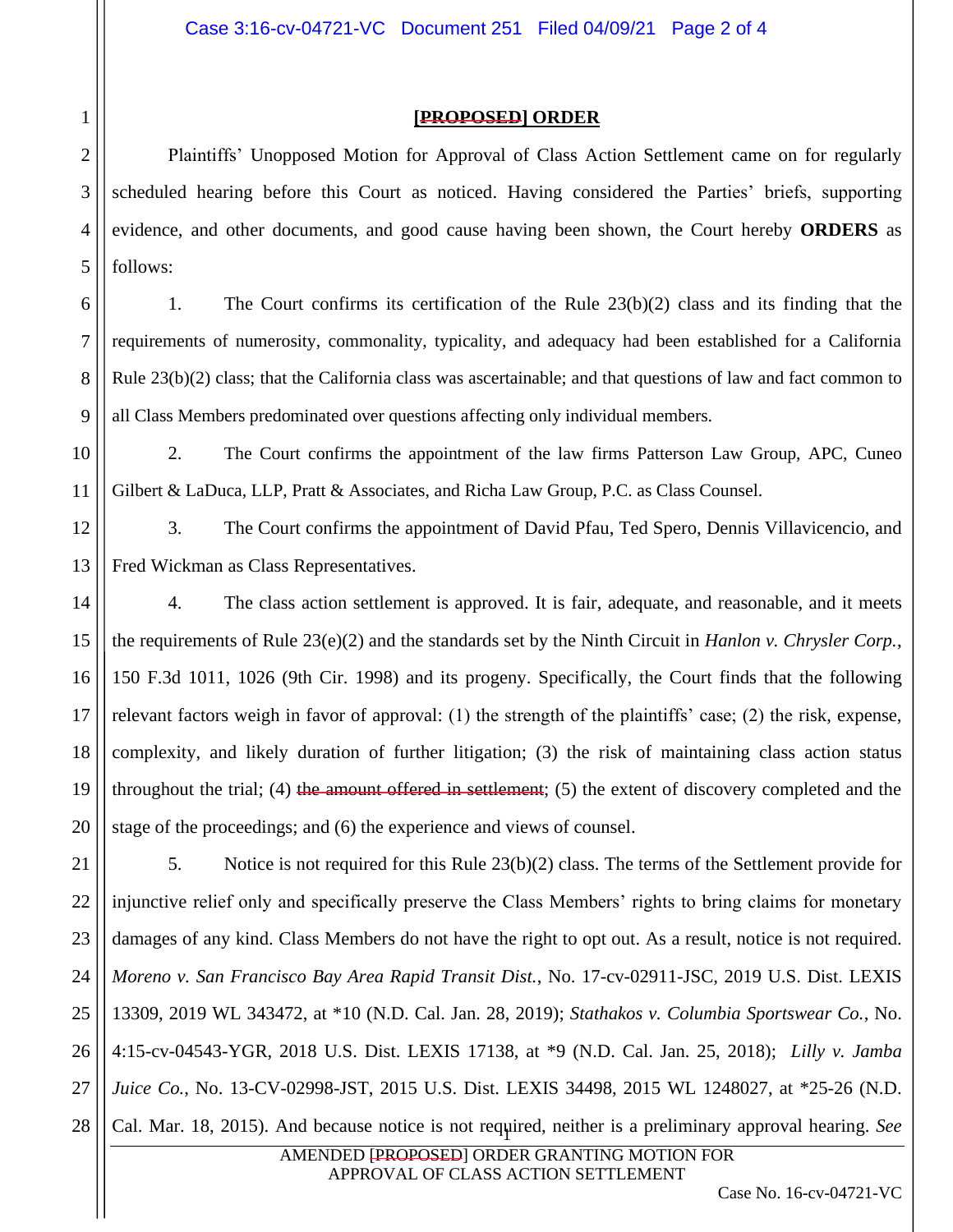**~~[PROPOSED]~~ ORDER**

Plaintiffs' Unopposed Motion for Approval of Class Action Settlement came on for regularly scheduled hearing before this Court as noticed. Having considered the Parties' briefs, supporting evidence, and other documents, and good cause having been shown, the Court hereby **ORDERS** as follows:

1. The Court confirms its certification of the Rule 23(b)(2) class and its finding that the requirements of numerosity, commonality, typicality, and adequacy had been established for a California Rule 23(b)(2) class; that the California class was ascertainable; and that questions of law and fact common to all Class Members predominated over questions affecting only individual members.

2. The Court confirms the appointment of the law firms Patterson Law Group, APC, Cuneo Gilbert & LaDuca, LLP, Pratt & Associates, and Richa Law Group, P.C. as Class Counsel.

3. The Court confirms the appointment of David Pfau, Ted Spero, Dennis Villavicencio, and Fred Wickman as Class Representatives.

4. The class action settlement is approved. It is fair, adequate, and reasonable, and it meets the requirements of Rule 23(e)(2) and the standards set by the Ninth Circuit in *Hanlon v. Chrysler Corp.*, 150 F.3d 1011, 1026 (9th Cir. 1998) and its progeny. Specifically, the Court finds that the following relevant factors weigh in favor of approval: (1) the strength of the plaintiffs' case; (2) the risk, expense, complexity, and likely duration of further litigation; (3) the risk of maintaining class action status throughout the trial; (4) ~~the amount offered in settlement~~; (5) the extent of discovery completed and the stage of the proceedings; and (6) the experience and views of counsel.

5. Notice is not required for this Rule 23(b)(2) class. The terms of the Settlement provide for injunctive relief only and specifically preserve the Class Members' rights to bring claims for monetary damages of any kind. Class Members do not have the right to opt out. As a result, notice is not required. *Moreno v. San Francisco Bay Area Rapid Transit Dist.*, No. 17-cv-02911-JSC, 2019 U.S. Dist. LEXIS 13309, 2019 WL 343472, at *10 (N.D. Cal. Jan. 28, 2019); *Stathakos v. Columbia Sportswear Co.*, No. 4:15-cv-04543-YGR, 2018 U.S. Dist. LEXIS 17138, at *9 (N.D. Cal. Jan. 25, 2018); *Lilly v. Jamba Juice Co.*, No. 13-CV-02998-JST, 2015 U.S. Dist. LEXIS 34498, 2015 WL 1248027, at *25-26 (N.D. Cal. Mar. 18, 2015). And because notice is not required, neither is a preliminary approval hearing. *See*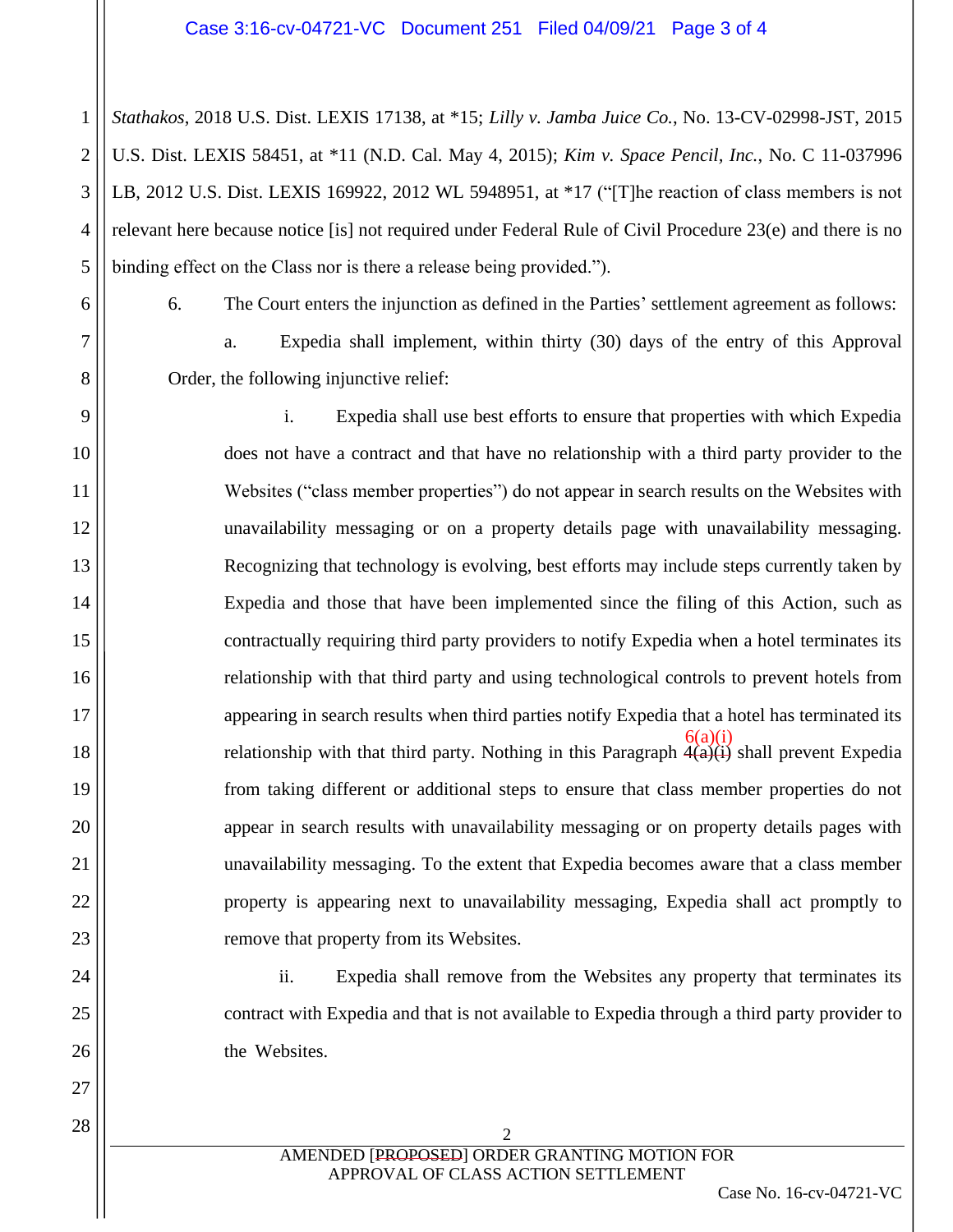*Stathakos*, 2018 U.S. Dist. LEXIS 17138, at *15; *Lilly v. Jamba Juice Co.*, No. 13-CV-02998-JST, 2015 U.S. Dist. LEXIS 58451, at *11 (N.D. Cal. May 4, 2015); *Kim v. Space Pencil, Inc.*, No. C 11-037996 LB, 2012 U.S. Dist. LEXIS 169922, 2012 WL 5948951, at *17 ("[T]he reaction of class members is not relevant here because notice [is] not required under Federal Rule of Civil Procedure 23(e) and there is no binding effect on the Class nor is there a release being provided.").

6. The Court enters the injunction as defined in the Parties' settlement agreement as follows:

a. Expedia shall implement, within thirty (30) days of the entry of this Approval Order, the following injunctive relief:

i. Expedia shall use best efforts to ensure that properties with which Expedia does not have a contract and that have no relationship with a third party provider to the Websites ("class member properties") do not appear in search results on the Websites with unavailability messaging or on a property details page with unavailability messaging. Recognizing that technology is evolving, best efforts may include steps currently taken by Expedia and those that have been implemented since the filing of this Action, such as contractually requiring third party providers to notify Expedia when a hotel terminates its relationship with that third party and using technological controls to prevent hotels from appearing in search results when third parties notify Expedia that a hotel has terminated its relationship with that third party. Nothing in this Paragraph ~~4(a)(i)~~ 6(a)(i) shall prevent Expedia from taking different or additional steps to ensure that class member properties do not appear in search results with unavailability messaging or on property details pages with unavailability messaging. To the extent that Expedia becomes aware that a class member property is appearing next to unavailability messaging, Expedia shall act promptly to remove that property from its Websites.

ii. Expedia shall remove from the Websites any property that terminates its contract with Expedia and that is not available to Expedia through a third party provider to the Websites.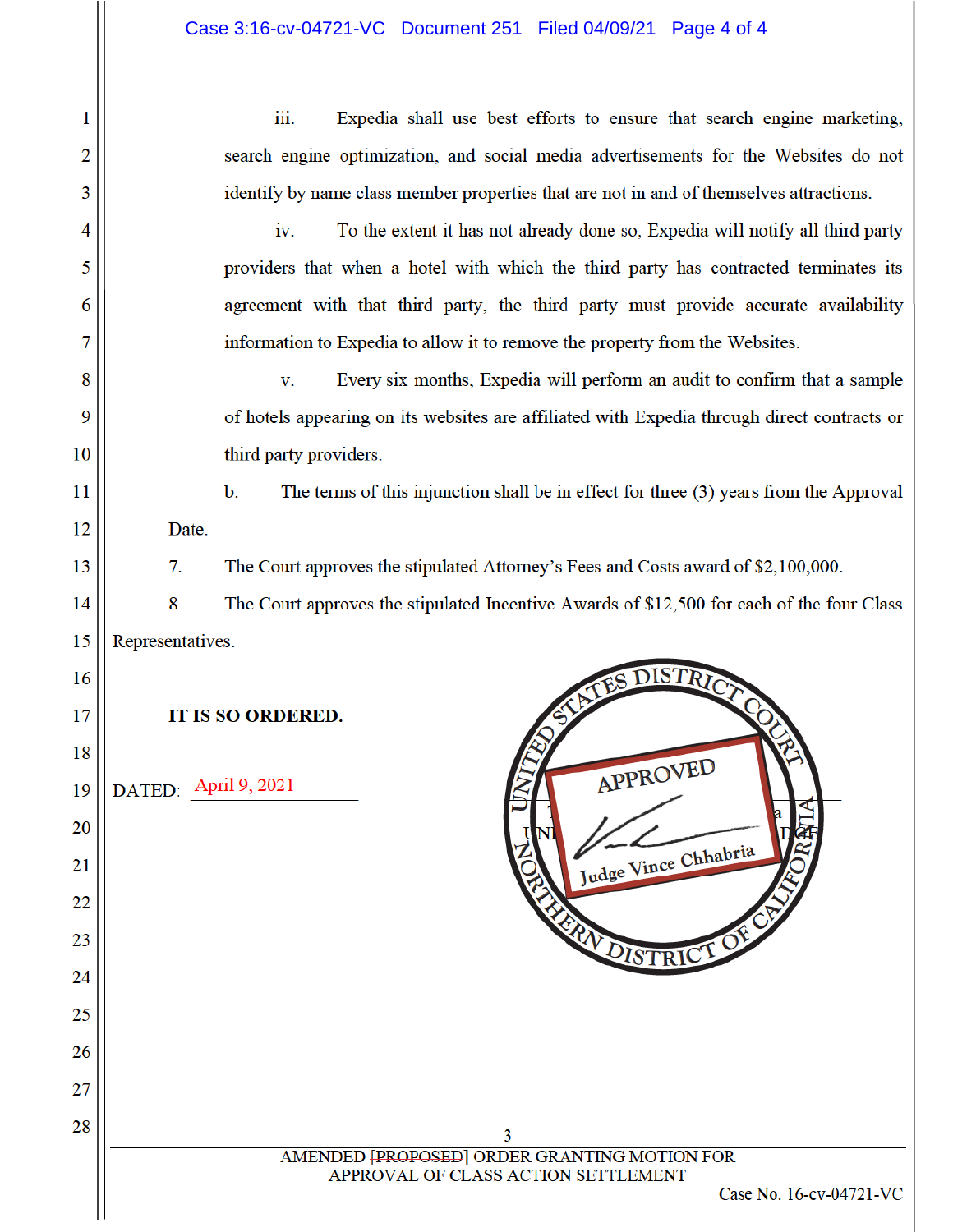iii. Expedia shall use best efforts to ensure that search engine marketing, search engine optimization, and social media advertisements for the Websites do not identify by name class member properties that are not in and of themselves attractions.

iv. To the extent it has not already done so, Expedia will notify all third party providers that when a hotel with which the third party has contracted terminates its agreement with that third party, the third party must provide accurate availability information to Expedia to allow it to remove the property from the Websites.

v. Every six months, Expedia will perform an audit to confirm that a sample of hotels appearing on its websites are affiliated with Expedia through direct contracts or third party providers.

b. The terms of this injunction shall be in effect for three (3) years from the Approval Date.

7. The Court approves the stipulated Attorney's Fees and Costs award of $2,100,000.

8. The Court approves the stipulated Incentive Awards of $12,500 for each of the four Class Representatives.

**IT IS SO ORDERED.**

DATED: April 9, 2021

UNITED STATES DISTRICT COURT NORTHERN DISTRICT OF CALIFORNIA

APPROVED

Judge Vince Chhabria

AMENDED ~~[PROPOSED]~~ ORDER GRANTING MOTION FOR APPROVAL OF CLASS ACTION SETTLEMENT

Case No. 16-cv-04721-VC